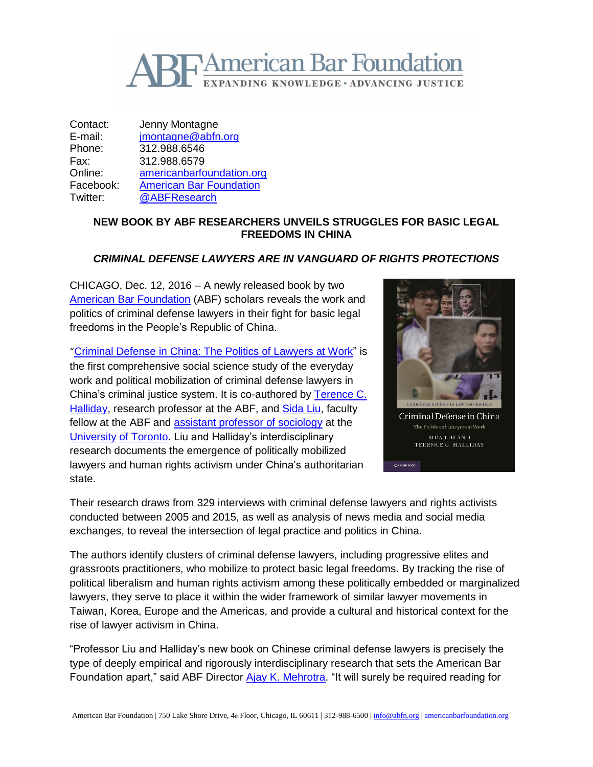# ABF American Bar Foundation

EXPANDING KNOWLEDGE • ADVANCING JUSTICE

| | |
|---|---|
| Contact: | Jenny Montagne |
| E-mail: | jmontagne@abfn.org |
| Phone: | 312.988.6546 |
| Fax: | 312.988.6579 |
| Online: | americanbarfoundation.org |
| Facebook: | American Bar Foundation |
| Twitter: | @ABFResearch |

## NEW BOOK BY ABF RESEARCHERS UNVEILS STRUGGLES FOR BASIC LEGAL FREEDOMS IN CHINA

### *CRIMINAL DEFENSE LAWYERS ARE IN VANGUARD OF RIGHTS PROTECTIONS*

CHICAGO, Dec. 12, 2016 – A newly released book by two American Bar Foundation (ABF) scholars reveals the work and politics of criminal defense lawyers in their fight for basic legal freedoms in the People's Republic of China.

"Criminal Defense in China: The Politics of Lawyers at Work" is the first comprehensive social science study of the everyday work and political mobilization of criminal defense lawyers in China's criminal justice system. It is co-authored by Terence C. Halliday, research professor at the ABF, and Sida Liu, faculty fellow at the ABF and assistant professor of sociology at the University of Toronto. Liu and Halliday's interdisciplinary research documents the emergence of politically mobilized lawyers and human rights activism under China's authoritarian state.

Their research draws from 329 interviews with criminal defense lawyers and rights activists conducted between 2005 and 2015, as well as analysis of news media and social media exchanges, to reveal the intersection of legal practice and politics in China.

The authors identify clusters of criminal defense lawyers, including progressive elites and grassroots practitioners, who mobilize to protect basic legal freedoms. By tracking the rise of political liberalism and human rights activism among these politically embedded or marginalized lawyers, they serve to place it within the wider framework of similar lawyer movements in Taiwan, Korea, Europe and the Americas, and provide a cultural and historical context for the rise of lawyer activism in China.

"Professor Liu and Halliday's new book on Chinese criminal defense lawyers is precisely the type of deeply empirical and rigorously interdisciplinary research that sets the American Bar Foundation apart," said ABF Director Ajay K. Mehrotra. "It will surely be required reading for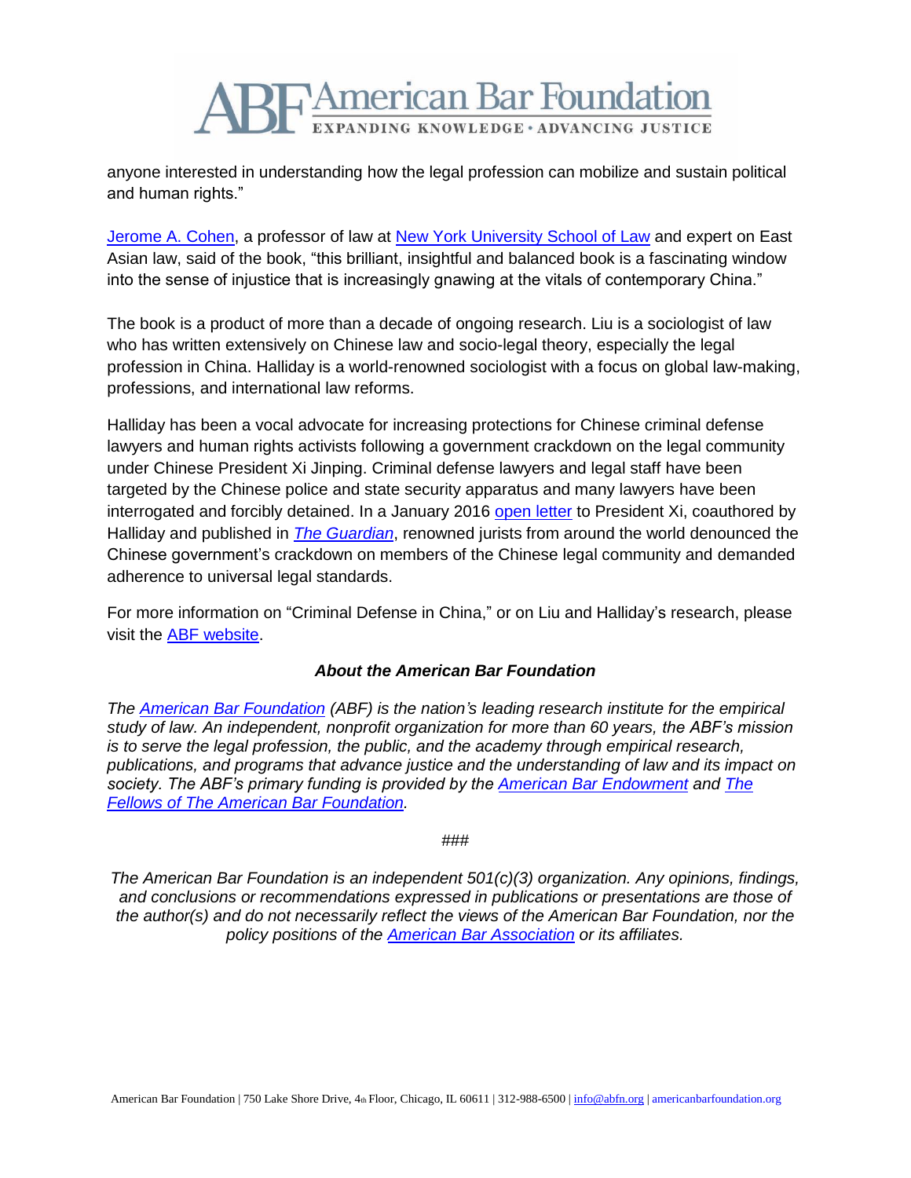anyone interested in understanding how the legal profession can mobilize and sustain political and human rights."

Jerome A. Cohen, a professor of law at New York University School of Law and expert on East Asian law, said of the book, "this brilliant, insightful and balanced book is a fascinating window into the sense of injustice that is increasingly gnawing at the vitals of contemporary China."

The book is a product of more than a decade of ongoing research. Liu is a sociologist of law who has written extensively on Chinese law and socio-legal theory, especially the legal profession in China. Halliday is a world-renowned sociologist with a focus on global law-making, professions, and international law reforms.

Halliday has been a vocal advocate for increasing protections for Chinese criminal defense lawyers and human rights activists following a government crackdown on the legal community under Chinese President Xi Jinping. Criminal defense lawyers and legal staff have been targeted by the Chinese police and state security apparatus and many lawyers have been interrogated and forcibly detained. In a January 2016 open letter to President Xi, coauthored by Halliday and published in *The Guardian*, renowned jurists from around the world denounced the Chinese government's crackdown on members of the Chinese legal community and demanded adherence to universal legal standards.

For more information on "Criminal Defense in China," or on Liu and Halliday's research, please visit the ABF website.

### *About the American Bar Foundation*

*The American Bar Foundation (ABF) is the nation's leading research institute for the empirical study of law. An independent, nonprofit organization for more than 60 years, the ABF's mission is to serve the legal profession, the public, and the academy through empirical research, publications, and programs that advance justice and the understanding of law and its impact on society. The ABF's primary funding is provided by the American Bar Endowment and The Fellows of The American Bar Foundation.*

###

*The American Bar Foundation is an independent 501(c)(3) organization. Any opinions, findings, and conclusions or recommendations expressed in publications or presentations are those of the author(s) and do not necessarily reflect the views of the American Bar Foundation, nor the policy positions of the American Bar Association or its affiliates.*